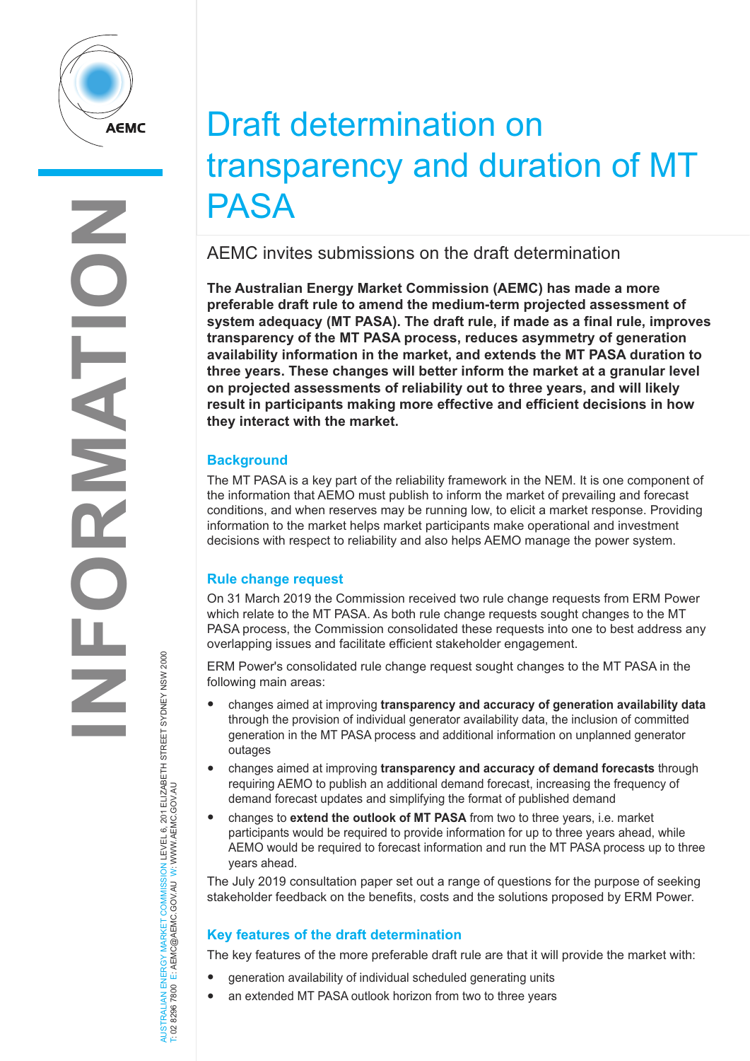# Draft determination on transparency and duration of MT PASA

## AEMC invites submissions on the draft determination

**The Australian Energy Market Commission (AEMC) has made a more preferable draft rule to amend the medium-term projected assessment of system adequacy (MT PASA). The draft rule, if made as a final rule, improves transparency of the MT PASA process, reduces asymmetry of generation availability information in the market, and extends the MT PASA duration to three years. These changes will better inform the market at a granular level on projected assessments of reliability out to three years, and will likely result in participants making more effective and efficient decisions in how they interact with the market.**

### Background

The MT PASA is a key part of the reliability framework in the NEM. It is one component of the information that AEMO must publish to inform the market of prevailing and forecast conditions, and when reserves may be running low, to elicit a market response. Providing information to the market helps market participants make operational and investment decisions with respect to reliability and also helps AEMO manage the power system.

### Rule change request

On 31 March 2019 the Commission received two rule change requests from ERM Power which relate to the MT PASA. As both rule change requests sought changes to the MT PASA process, the Commission consolidated these requests into one to best address any overlapping issues and facilitate efficient stakeholder engagement.

ERM Power's consolidated rule change request sought changes to the MT PASA in the following main areas:

- changes aimed at improving **transparency and accuracy of generation availability data** through the provision of individual generator availability data, the inclusion of committed generation in the MT PASA process and additional information on unplanned generator outages
- changes aimed at improving **transparency and accuracy of demand forecasts** through requiring AEMO to publish an additional demand forecast, increasing the frequency of demand forecast updates and simplifying the format of published demand
- changes to **extend the outlook of MT PASA** from two to three years, i.e. market participants would be required to provide information for up to three years ahead, while AEMO would be required to forecast information and run the MT PASA process up to three years ahead.

The July 2019 consultation paper set out a range of questions for the purpose of seeking stakeholder feedback on the benefits, costs and the solutions proposed by ERM Power.

### Key features of the draft determination

The key features of the more preferable draft rule are that it will provide the market with:

- generation availability of individual scheduled generating units
- an extended MT PASA outlook horizon from two to three years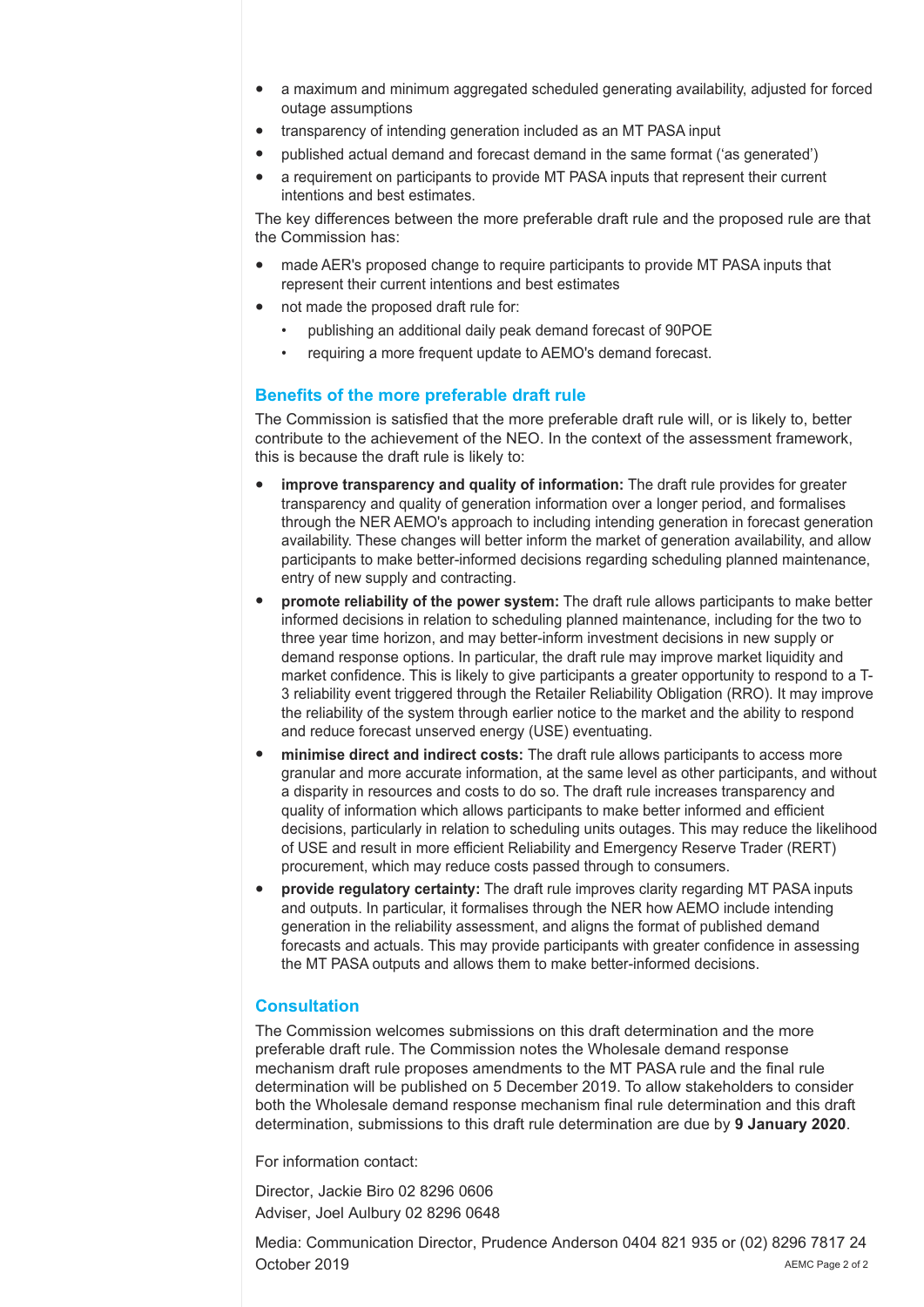- a maximum and minimum aggregated scheduled generating availability, adjusted for forced outage assumptions
- transparency of intending generation included as an MT PASA input
- published actual demand and forecast demand in the same format ('as generated')
- a requirement on participants to provide MT PASA inputs that represent their current intentions and best estimates.

The key differences between the more preferable draft rule and the proposed rule are that the Commission has:

- made AER's proposed change to require participants to provide MT PASA inputs that represent their current intentions and best estimates
- not made the proposed draft rule for:
  - publishing an additional daily peak demand forecast of 90POE
  - requiring a more frequent update to AEMO's demand forecast.

## Benefits of the more preferable draft rule

The Commission is satisfied that the more preferable draft rule will, or is likely to, better contribute to the achievement of the NEO. In the context of the assessment framework, this is because the draft rule is likely to:

- **improve transparency and quality of information:** The draft rule provides for greater transparency and quality of generation information over a longer period, and formalises through the NER AEMO's approach to including intending generation in forecast generation availability. These changes will better inform the market of generation availability, and allow participants to make better-informed decisions regarding scheduling planned maintenance, entry of new supply and contracting.
- **promote reliability of the power system:** The draft rule allows participants to make better informed decisions in relation to scheduling planned maintenance, including for the two to three year time horizon, and may better-inform investment decisions in new supply or demand response options. In particular, the draft rule may improve market liquidity and market confidence. This is likely to give participants a greater opportunity to respond to a T-3 reliability event triggered through the Retailer Reliability Obligation (RRO). It may improve the reliability of the system through earlier notice to the market and the ability to respond and reduce forecast unserved energy (USE) eventuating.
- **minimise direct and indirect costs:** The draft rule allows participants to access more granular and more accurate information, at the same level as other participants, and without a disparity in resources and costs to do so. The draft rule increases transparency and quality of information which allows participants to make better informed and efficient decisions, particularly in relation to scheduling units outages. This may reduce the likelihood of USE and result in more efficient Reliability and Emergency Reserve Trader (RERT) procurement, which may reduce costs passed through to consumers.
- **provide regulatory certainty:** The draft rule improves clarity regarding MT PASA inputs and outputs. In particular, it formalises through the NER how AEMO include intending generation in the reliability assessment, and aligns the format of published demand forecasts and actuals. This may provide participants with greater confidence in assessing the MT PASA outputs and allows them to make better-informed decisions.

## Consultation

The Commission welcomes submissions on this draft determination and the more preferable draft rule. The Commission notes the Wholesale demand response mechanism draft rule proposes amendments to the MT PASA rule and the final rule determination will be published on 5 December 2019. To allow stakeholders to consider both the Wholesale demand response mechanism final rule determination and this draft determination, submissions to this draft rule determination are due by **9 January 2020**.

For information contact:

Director, Jackie Biro 02 8296 0606

Adviser, Joel Aulbury 02 8296 0648

Media: Communication Director, Prudence Anderson 0404 821 935 or (02) 8296 7817 24 October 2019